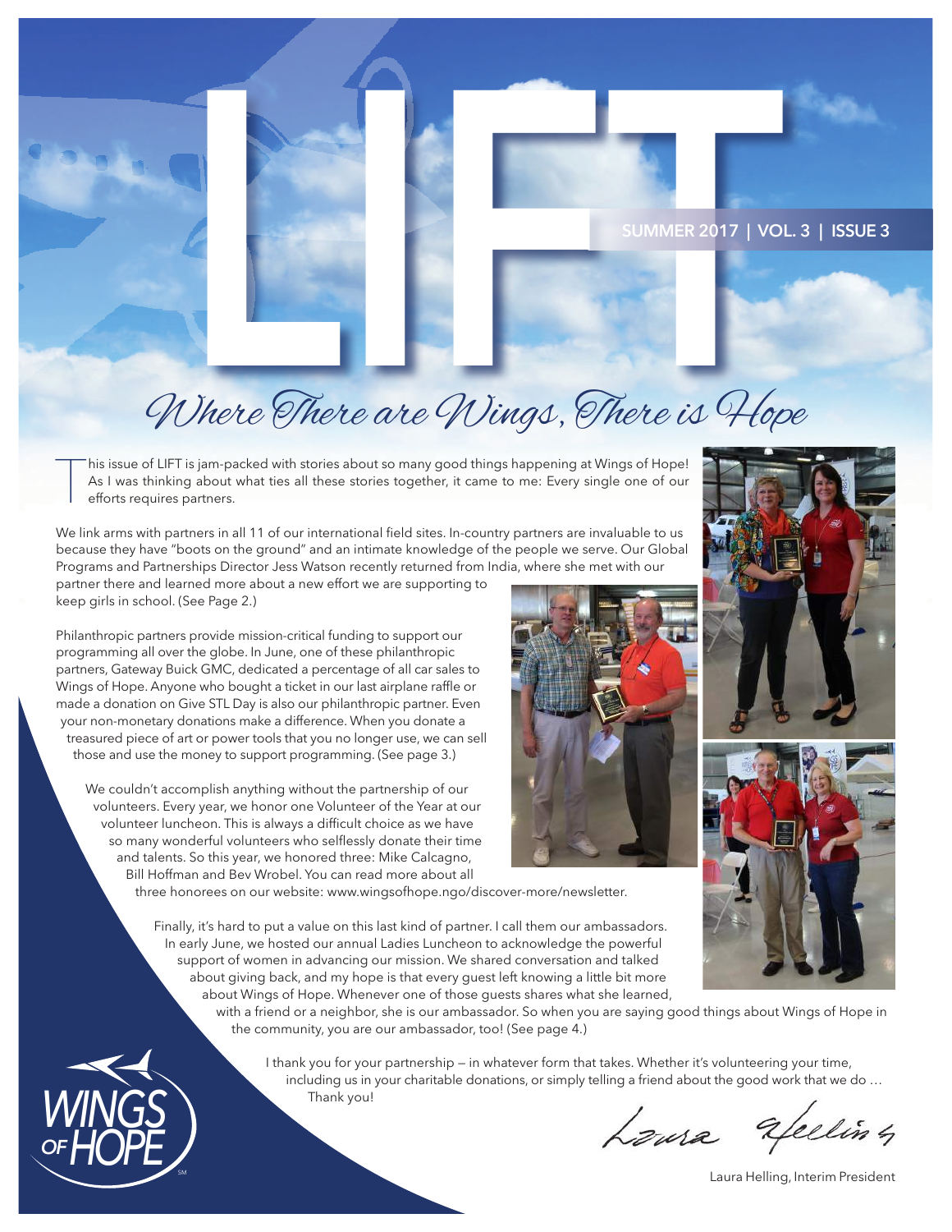# LIFT

SUMMER 2017 | VOL. 3 | ISSUE 3

## *Where There are Wings, There is Hope*

This issue of LIFT is jam-packed with stories about so many good things happening at Wings of Hope! As I was thinking about what ties all these stories together, it came to me: Every single one of our efforts requires partners.

We link arms with partners in all 11 of our international field sites. In-country partners are invaluable to us because they have "boots on the ground" and an intimate knowledge of the people we serve. Our Global Programs and Partnerships Director Jess Watson recently returned from India, where she met with our partner there and learned more about a new effort we are supporting to keep girls in school. (See Page 2.)

Philanthropic partners provide mission-critical funding to support our programming all over the globe. In June, one of these philanthropic partners, Gateway Buick GMC, dedicated a percentage of all car sales to Wings of Hope. Anyone who bought a ticket in our last airplane raffle or made a donation on Give STL Day is also our philanthropic partner. Even your non-monetary donations make a difference. When you donate a treasured piece of art or power tools that you no longer use, we can sell those and use the money to support programming. (See page 3.)

We couldn't accomplish anything without the partnership of our volunteers. Every year, we honor one Volunteer of the Year at our volunteer luncheon. This is always a difficult choice as we have so many wonderful volunteers who selflessly donate their time and talents. So this year, we honored three: Mike Calcagno, Bill Hoffman and Bev Wrobel. You can read more about all three honorees on our website: www.wingsofhope.ngo/discover-more/newsletter.

Finally, it's hard to put a value on this last kind of partner. I call them our ambassadors. In early June, we hosted our annual Ladies Luncheon to acknowledge the powerful support of women in advancing our mission. We shared conversation and talked about giving back, and my hope is that every guest left knowing a little bit more about Wings of Hope. Whenever one of those guests shares what she learned, with a friend or a neighbor, she is our ambassador. So when you are saying good things about Wings of Hope in the community, you are our ambassador, too! (See page 4.)

I thank you for your partnership — in whatever form that takes. Whether it's volunteering your time, including us in your charitable donations, or simply telling a friend about the good work that we do … Thank you!

*Laura Helling*

Laura Helling, Interim President

WINGS OF HOPE℠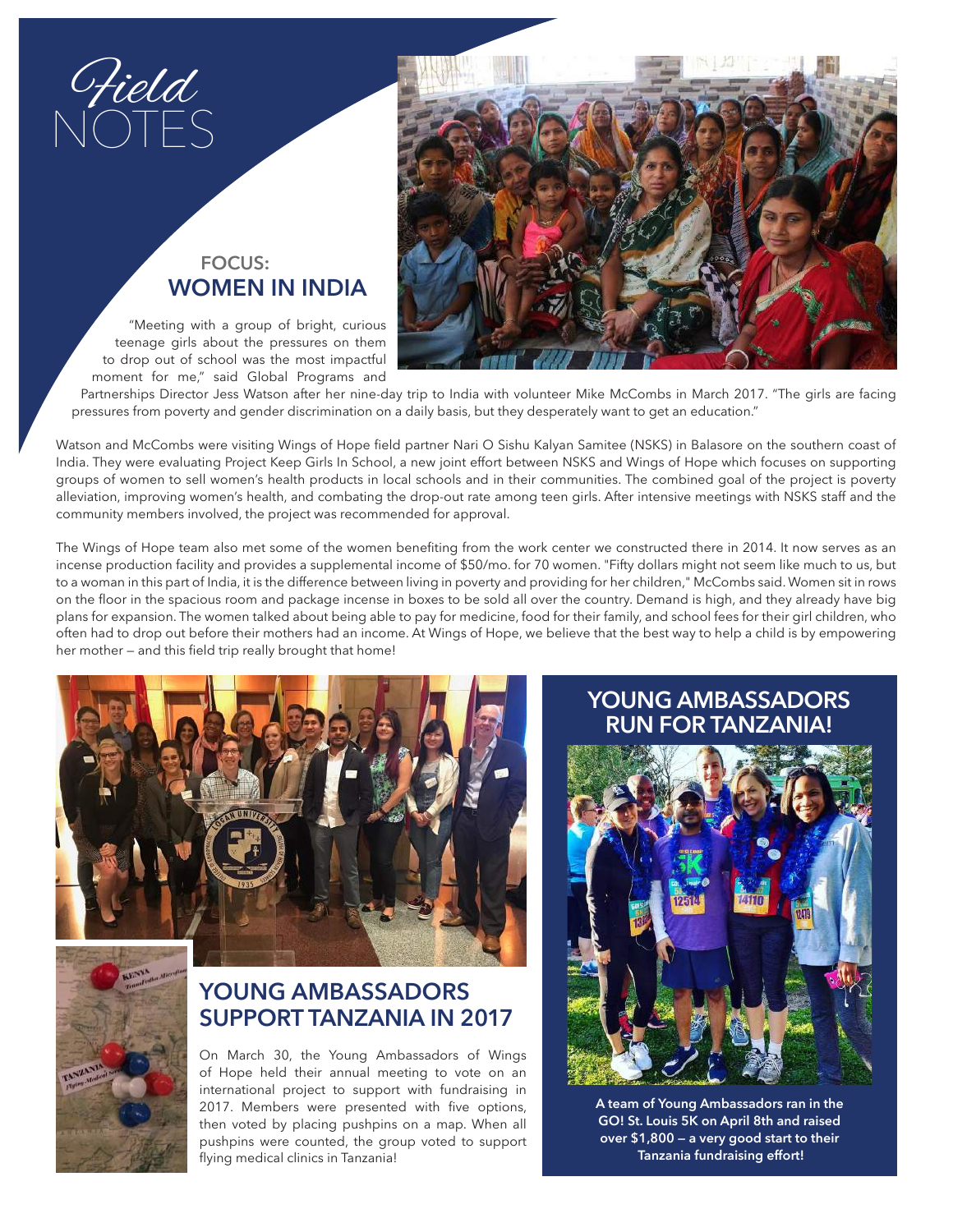# *Field* NOTES

## FOCUS: WOMEN IN INDIA

"Meeting with a group of bright, curious teenage girls about the pressures on them to drop out of school was the most impactful moment for me," said Global Programs and Partnerships Director Jess Watson after her nine-day trip to India with volunteer Mike McCombs in March 2017. "The girls are facing pressures from poverty and gender discrimination on a daily basis, but they desperately want to get an education."

Watson and McCombs were visiting Wings of Hope field partner Nari O Sishu Kalyan Samitee (NSKS) in Balasore on the southern coast of India. They were evaluating Project Keep Girls In School, a new joint effort between NSKS and Wings of Hope which focuses on supporting groups of women to sell women's health products in local schools and in their communities. The combined goal of the project is poverty alleviation, improving women's health, and combating the drop-out rate among teen girls. After intensive meetings with NSKS staff and the community members involved, the project was recommended for approval.

The Wings of Hope team also met some of the women benefiting from the work center we constructed there in 2014. It now serves as an incense production facility and provides a supplemental income of $50/mo. for 70 women. "Fifty dollars might not seem like much to us, but to a woman in this part of India, it is the difference between living in poverty and providing for her children," McCombs said. Women sit in rows on the floor in the spacious room and package incense in boxes to be sold all over the country. Demand is high, and they already have big plans for expansion. The women talked about being able to pay for medicine, food for their family, and school fees for their girl children, who often had to drop out before their mothers had an income. At Wings of Hope, we believe that the best way to help a child is by empowering her mother — and this field trip really brought that home!

## YOUNG AMBASSADORS SUPPORT TANZANIA IN 2017

On March 30, the Young Ambassadors of Wings of Hope held their annual meeting to vote on an international project to support with fundraising in 2017. Members were presented with five options, then voted by placing pushpins on a map. When all pushpins were counted, the group voted to support flying medical clinics in Tanzania!

## YOUNG AMBASSADORS RUN FOR TANZANIA!

**A team of Young Ambassadors ran in the GO! St. Louis 5K on April 8th and raised over $1,800 — a very good start to their Tanzania fundraising effort!**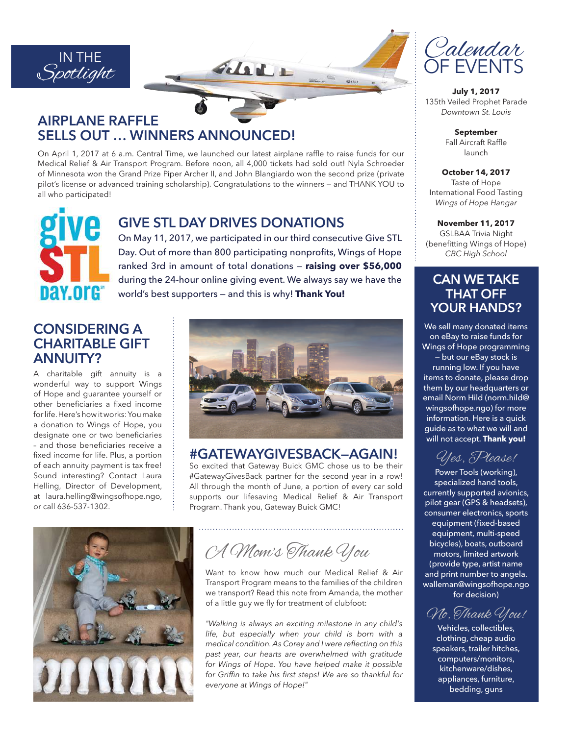# IN THE *Spotlight*

## AIRPLANE RAFFLE SELLS OUT … WINNERS ANNOUNCED!

On April 1, 2017 at 6 a.m. Central Time, we launched our latest airplane raffle to raise funds for our Medical Relief & Air Transport Program. Before noon, all 4,000 tickets had sold out! Nyla Schroeder of Minnesota won the Grand Prize Piper Archer II, and John Blangiardo won the second prize (private pilot's license or advanced training scholarship). Congratulations to the winners — and THANK YOU to all who participated!

## GIVE STL DAY DRIVES DONATIONS

On May 11, 2017, we participated in our third consecutive Give STL Day. Out of more than 800 participating nonprofits, Wings of Hope ranked 3rd in amount of total donations — **raising over $56,000** during the 24-hour online giving event. We always say we have the world's best supporters — and this is why! **Thank You!**

## CONSIDERING A CHARITABLE GIFT ANNUITY?

A charitable gift annuity is a wonderful way to support Wings of Hope and guarantee yourself or other beneficiaries a fixed income for life. Here's how it works: You make a donation to Wings of Hope, you designate one or two beneficiaries – and those beneficiaries receive a fixed income for life. Plus, a portion of each annuity payment is tax free! Sound interesting? Contact Laura Helling, Director of Development, at laura.helling@wingsofhope.ngo, or call 636-537-1302.

## #GATEWAYGIVESBACK—AGAIN!

So excited that Gateway Buick GMC chose us to be their #GatewayGivesBack partner for the second year in a row! All through the month of June, a portion of every car sold supports our lifesaving Medical Relief & Air Transport Program. Thank you, Gateway Buick GMC!

## *A Mom's Thank You*

Want to know how much our Medical Relief & Air Transport Program means to the families of the children we transport? Read this note from Amanda, the mother of a little guy we fly for treatment of clubfoot:

*"Walking is always an exciting milestone in any child's life, but especially when your child is born with a medical condition. As Corey and I were reflecting on this past year, our hearts are overwhelmed with gratitude for Wings of Hope. You have helped make it possible for Griffin to take his first steps! We are so thankful for everyone at Wings of Hope!"*

## *Calendar* OF EVENTS

**July 1, 2017**
135th Veiled Prophet Parade
*Downtown St. Louis*

**September**
Fall Aircraft Raffle launch

**October 14, 2017**
Taste of Hope International Food Tasting
*Wings of Hope Hangar*

**November 11, 2017**
GSLBAA Trivia Night (benefitting Wings of Hope)
*CBC High School*

## CAN WE TAKE THAT OFF YOUR HANDS?

We sell many donated items on eBay to raise funds for Wings of Hope programming – but our eBay stock is running low. If you have items to donate, please drop them by our headquarters or email Norm Hild (norm.hild@wingsofhope.ngo) for more information. Here is a quick guide as to what we will and will not accept. **Thank you!**

### *Yes, Please!*

Power Tools (working), specialized hand tools, currently supported avionics, pilot gear (GPS & headsets), consumer electronics, sports equipment (fixed-based equipment, multi-speed bicycles), boats, outboard motors, limited artwork (provide type, artist name and print number to angela.walleman@wingsofhope.ngo for decision)

### *No, Thank You!*

Vehicles, collectibles, clothing, cheap audio speakers, trailer hitches, computers/monitors, kitchenware/dishes, appliances, furniture, bedding, guns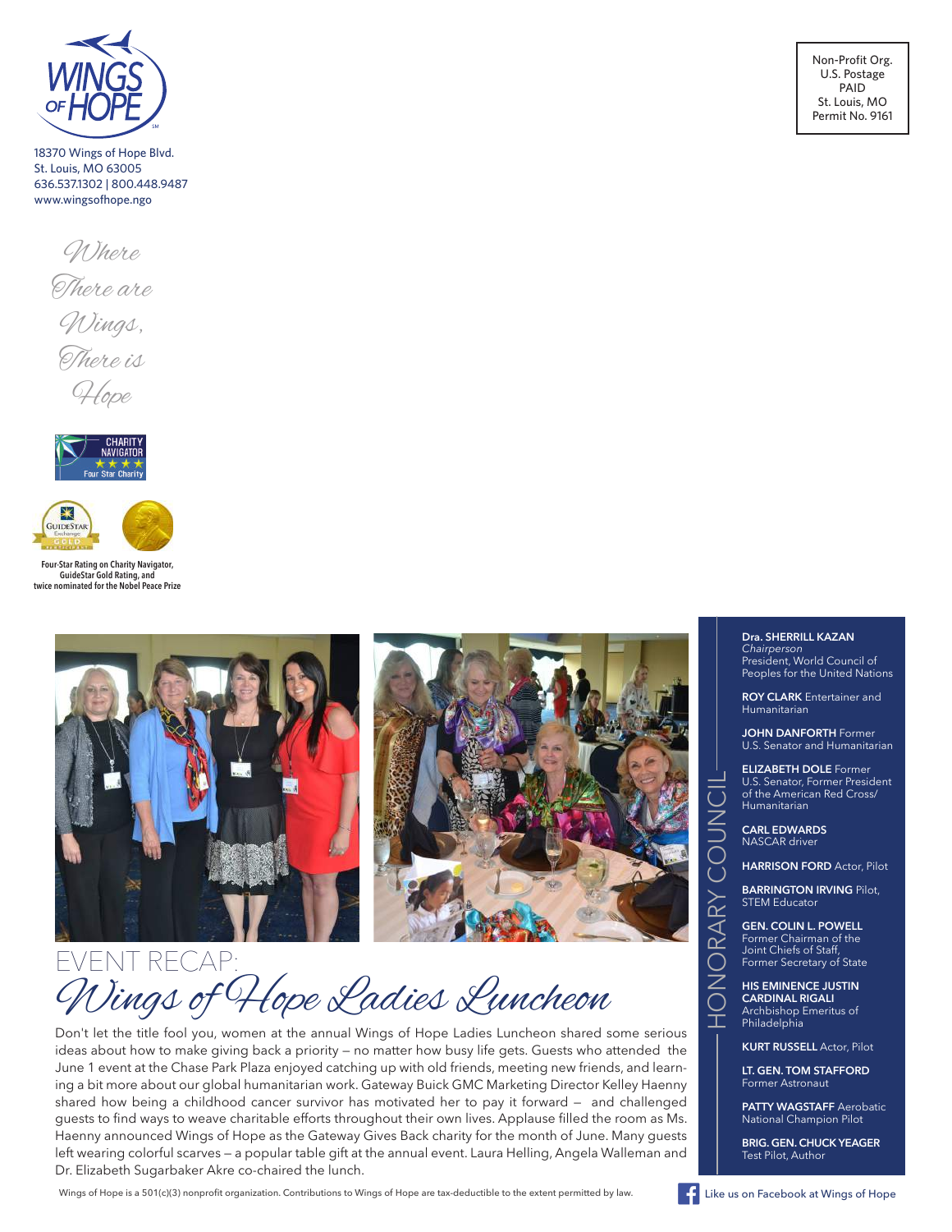WINGS OF HOPE

18370 Wings of Hope Blvd.
St. Louis, MO 63005
636.537.1302 | 800.448.9487
www.wingsofhope.ngo

Non-Profit Org.
U.S. Postage
PAID
St. Louis, MO
Permit No. 9161

*Where There are Wings, There is Hope*

Four-Star Rating on Charity Navigator, GuideStar Gold Rating, and twice nominated for the Nobel Peace Prize

# EVENT RECAP: *Wings of Hope Ladies Luncheon*

Don't let the title fool you, women at the annual Wings of Hope Ladies Luncheon shared some serious ideas about how to make giving back a priority – no matter how busy life gets. Guests who attended the June 1 event at the Chase Park Plaza enjoyed catching up with old friends, meeting new friends, and learning a bit more about our global humanitarian work. Gateway Buick GMC Marketing Director Kelley Haenny shared how being a childhood cancer survivor has motivated her to pay it forward – and challenged guests to find ways to weave charitable efforts throughout their own lives. Applause filled the room as Ms. Haenny announced Wings of Hope as the Gateway Gives Back charity for the month of June. Many guests left wearing colorful scarves – a popular table gift at the annual event. Laura Helling, Angela Walleman and Dr. Elizabeth Sugarbaker Akre co-chaired the lunch.

## HONORARY COUNCIL

**Dra. SHERRILL KAZAN** *Chairperson*
President, World Council of Peoples for the United Nations

**ROY CLARK** Entertainer and Humanitarian

**JOHN DANFORTH** Former U.S. Senator and Humanitarian

**ELIZABETH DOLE** Former U.S. Senator, Former President of the American Red Cross/ Humanitarian

**CARL EDWARDS** NASCAR driver

**HARRISON FORD** Actor, Pilot

**BARRINGTON IRVING** Pilot, STEM Educator

**GEN. COLIN L. POWELL** Former Chairman of the Joint Chiefs of Staff, Former Secretary of State

**HIS EMINENCE JUSTIN CARDINAL RIGALI** Archbishop Emeritus of Philadelphia

**KURT RUSSELL** Actor, Pilot

**LT. GEN. TOM STAFFORD** Former Astronaut

**PATTY WAGSTAFF** Aerobatic National Champion Pilot

**BRIG. GEN. CHUCK YEAGER** Test Pilot, Author

Wings of Hope is a 501(c)(3) nonprofit organization. Contributions to Wings of Hope are tax-deductible to the extent permitted by law.

Like us on Facebook at Wings of Hope